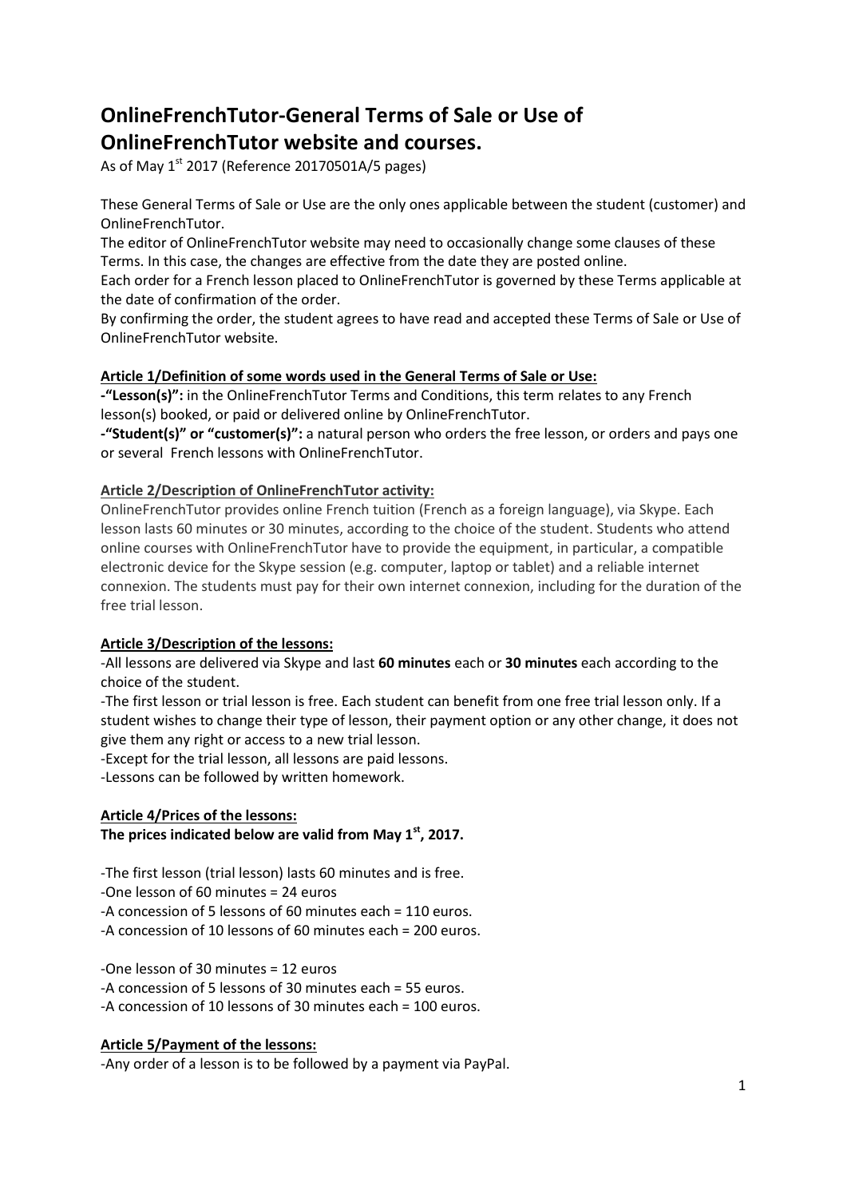# OnlineFrenchTutor-General Terms of Sale or Use of OnlineFrenchTutor website and courses.

As of May 1st 2017 (Reference 20170501A/5 pages)

These General Terms of Sale or Use are the only ones applicable between the student (customer) and OnlineFrenchTutor.
The editor of OnlineFrenchTutor website may need to occasionally change some clauses of these Terms. In this case, the changes are effective from the date they are posted online.
Each order for a French lesson placed to OnlineFrenchTutor is governed by these Terms applicable at the date of confirmation of the order.
By confirming the order, the student agrees to have read and accepted these Terms of Sale or Use of OnlineFrenchTutor website.

## Article 1/Definition of some words used in the General Terms of Sale or Use:

**-"Lesson(s)":** in the OnlineFrenchTutor Terms and Conditions, this term relates to any French lesson(s) booked, or paid or delivered online by OnlineFrenchTutor.
**-"Student(s)" or "customer(s)":** a natural person who orders the free lesson, or orders and pays one or several French lessons with OnlineFrenchTutor.

## Article 2/Description of OnlineFrenchTutor activity:

OnlineFrenchTutor provides online French tuition (French as a foreign language), via Skype. Each lesson lasts 60 minutes or 30 minutes, according to the choice of the student. Students who attend online courses with OnlineFrenchTutor have to provide the equipment, in particular, a compatible electronic device for the Skype session (e.g. computer, laptop or tablet) and a reliable internet connexion. The students must pay for their own internet connexion, including for the duration of the free trial lesson.

## Article 3/Description of the lessons:

-All lessons are delivered via Skype and last **60 minutes** each or **30 minutes** each according to the choice of the student.
-The first lesson or trial lesson is free. Each student can benefit from one free trial lesson only. If a student wishes to change their type of lesson, their payment option or any other change, it does not give them any right or access to a new trial lesson.
-Except for the trial lesson, all lessons are paid lessons.
-Lessons can be followed by written homework.

## Article 4/Prices of the lessons:

**The prices indicated below are valid from May 1st, 2017.**

-The first lesson (trial lesson) lasts 60 minutes and is free.
-One lesson of 60 minutes = 24 euros
-A concession of 5 lessons of 60 minutes each = 110 euros.
-A concession of 10 lessons of 60 minutes each = 200 euros.

-One lesson of 30 minutes = 12 euros
-A concession of 5 lessons of 30 minutes each = 55 euros.
-A concession of 10 lessons of 30 minutes each = 100 euros.

## Article 5/Payment of the lessons:

-Any order of a lesson is to be followed by a payment via PayPal.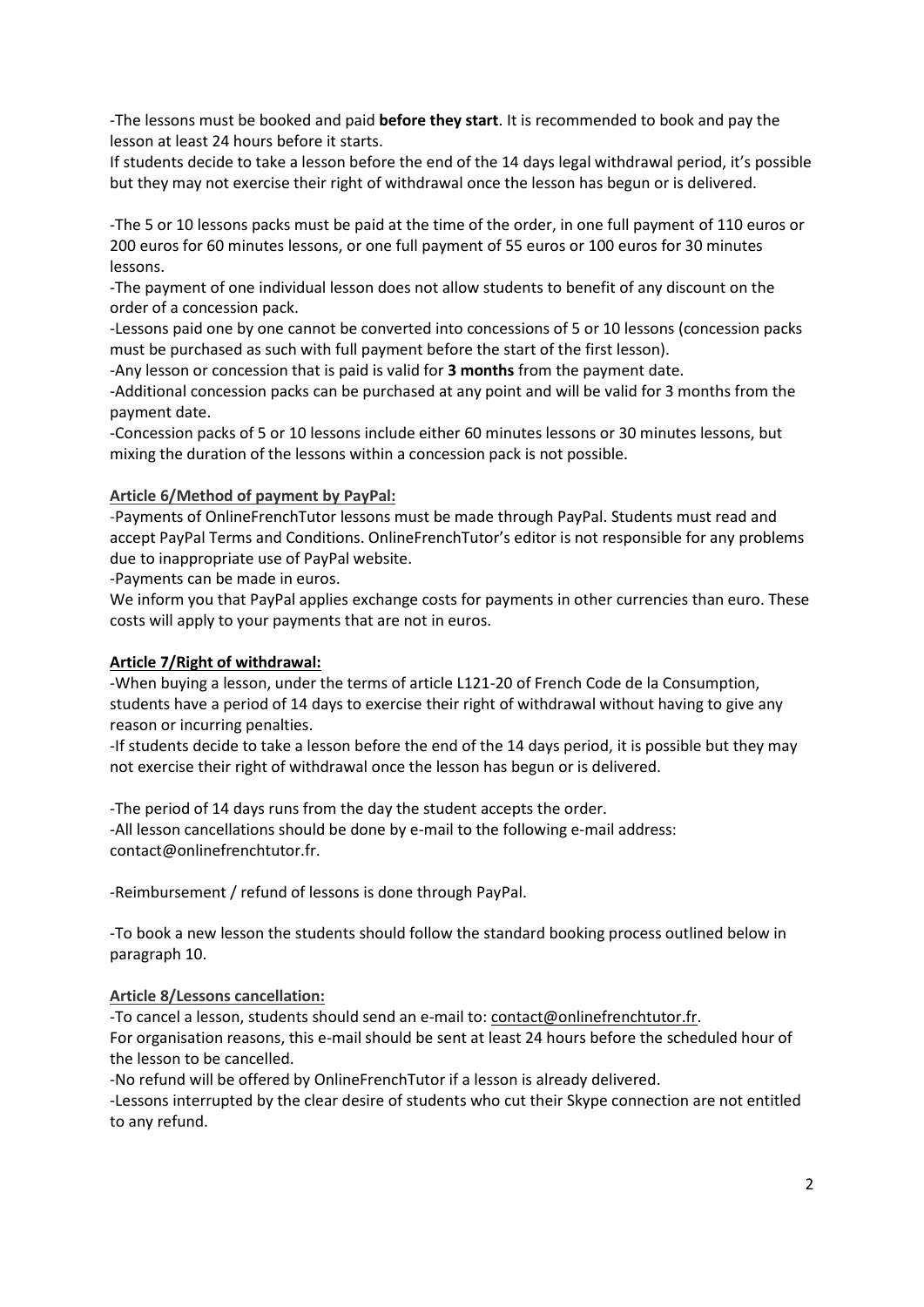-The lessons must be booked and paid **before they start**. It is recommended to book and pay the lesson at least 24 hours before it starts.
If students decide to take a lesson before the end of the 14 days legal withdrawal period, it's possible but they may not exercise their right of withdrawal once the lesson has begun or is delivered.

-The 5 or 10 lessons packs must be paid at the time of the order, in one full payment of 110 euros or 200 euros for 60 minutes lessons, or one full payment of 55 euros or 100 euros for 30 minutes lessons.
-The payment of one individual lesson does not allow students to benefit of any discount on the order of a concession pack.
-Lessons paid one by one cannot be converted into concessions of 5 or 10 lessons (concession packs must be purchased as such with full payment before the start of the first lesson).
-Any lesson or concession that is paid is valid for **3 months** from the payment date.
-Additional concession packs can be purchased at any point and will be valid for 3 months from the payment date.
-Concession packs of 5 or 10 lessons include either 60 minutes lessons or 30 minutes lessons, but mixing the duration of the lessons within a concession pack is not possible.

**Article 6/Method of payment by PayPal:**

-Payments of OnlineFrenchTutor lessons must be made through PayPal. Students must read and accept PayPal Terms and Conditions. OnlineFrenchTutor's editor is not responsible for any problems due to inappropriate use of PayPal website.
-Payments can be made in euros.
We inform you that PayPal applies exchange costs for payments in other currencies than euro. These costs will apply to your payments that are not in euros.

**Article 7/Right of withdrawal:**

-When buying a lesson, under the terms of article L121-20 of French Code de la Consumption, students have a period of 14 days to exercise their right of withdrawal without having to give any reason or incurring penalties.
-If students decide to take a lesson before the end of the 14 days period, it is possible but they may not exercise their right of withdrawal once the lesson has begun or is delivered.

-The period of 14 days runs from the day the student accepts the order.
-All lesson cancellations should be done by e-mail to the following e-mail address: contact@onlinefrenchtutor.fr.

-Reimbursement / refund of lessons is done through PayPal.

-To book a new lesson the students should follow the standard booking process outlined below in paragraph 10.

**Article 8/Lessons cancellation:**

-To cancel a lesson, students should send an e-mail to: contact@onlinefrenchtutor.fr.
For organisation reasons, this e-mail should be sent at least 24 hours before the scheduled hour of the lesson to be cancelled.
-No refund will be offered by OnlineFrenchTutor if a lesson is already delivered.
-Lessons interrupted by the clear desire of students who cut their Skype connection are not entitled to any refund.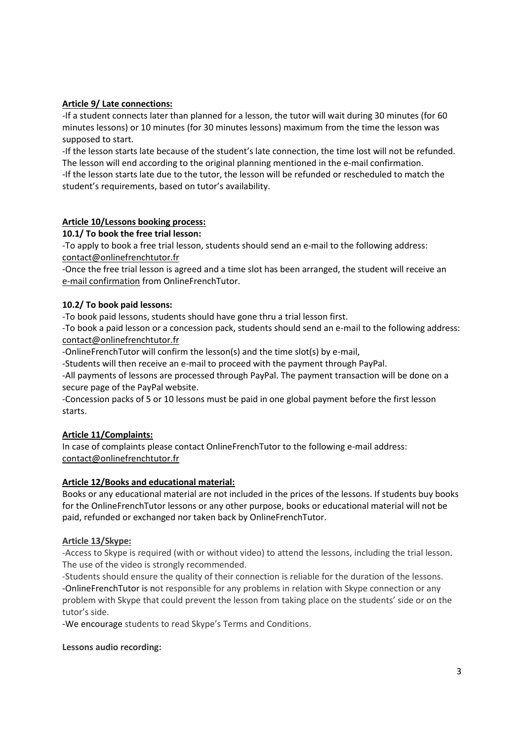**Article 9/ Late connections:**

-If a student connects later than planned for a lesson, the tutor will wait during 30 minutes (for 60 minutes lessons) or 10 minutes (for 30 minutes lessons) maximum from the time the lesson was supposed to start.

-If the lesson starts late because of the student's late connection, the time lost will not be refunded. The lesson will end according to the original planning mentioned in the e-mail confirmation.

-If the lesson starts late due to the tutor, the lesson will be refunded or rescheduled to match the student's requirements, based on tutor's availability.

**Article 10/Lessons booking process:**

**10.1/ To book the free trial lesson:**

-To apply to book a free trial lesson, students should send an e-mail to the following address: contact@onlinefrenchtutor.fr

-Once the free trial lesson is agreed and a time slot has been arranged, the student will receive an e-mail confirmation from OnlineFrenchTutor.

**10.2/ To book paid lessons:**

-To book paid lessons, students should have gone thru a trial lesson first.

-To book a paid lesson or a concession pack, students should send an e-mail to the following address: contact@onlinefrenchtutor.fr

-OnlineFrenchTutor will confirm the lesson(s) and the time slot(s) by e-mail,

-Students will then receive an e-mail to proceed with the payment through PayPal.

-All payments of lessons are processed through PayPal. The payment transaction will be done on a secure page of the PayPal website.

-Concession packs of 5 or 10 lessons must be paid in one global payment before the first lesson starts.

**Article 11/Complaints:**

In case of complaints please contact OnlineFrenchTutor to the following e-mail address: contact@onlinefrenchtutor.fr

**Article 12/Books and educational material:**

Books or any educational material are not included in the prices of the lessons. If students buy books for the OnlineFrenchTutor lessons or any other purpose, books or educational material will not be paid, refunded or exchanged nor taken back by OnlineFrenchTutor.

**Article 13/Skype:**

-Access to Skype is required (with or without video) to attend the lessons, including the trial lesson. The use of the video is strongly recommended.

-Students should ensure the quality of their connection is reliable for the duration of the lessons.

-OnlineFrenchTutor is not responsible for any problems in relation with Skype connection or any problem with Skype that could prevent the lesson from taking place on the students' side or on the tutor's side.

-We encourage students to read Skype's Terms and Conditions.

**Lessons audio recording:**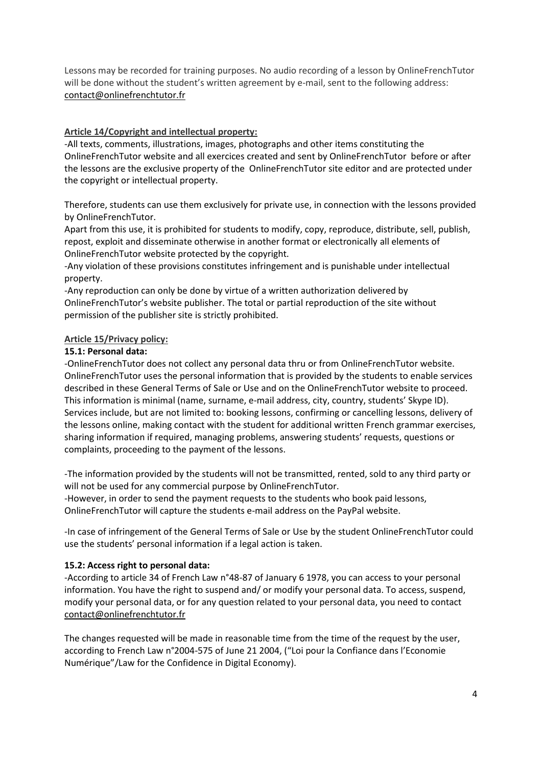Lessons may be recorded for training purposes. No audio recording of a lesson by OnlineFrenchTutor will be done without the student's written agreement by e-mail, sent to the following address: contact@onlinefrenchtutor.fr

**Article 14/Copyright and intellectual property:**

-All texts, comments, illustrations, images, photographs and other items constituting the OnlineFrenchTutor website and all exercices created and sent by OnlineFrenchTutor before or after the lessons are the exclusive property of the OnlineFrenchTutor site editor and are protected under the copyright or intellectual property.

Therefore, students can use them exclusively for private use, in connection with the lessons provided by OnlineFrenchTutor.

Apart from this use, it is prohibited for students to modify, copy, reproduce, distribute, sell, publish, repost, exploit and disseminate otherwise in another format or electronically all elements of OnlineFrenchTutor website protected by the copyright.

-Any violation of these provisions constitutes infringement and is punishable under intellectual property.

-Any reproduction can only be done by virtue of a written authorization delivered by OnlineFrenchTutor's website publisher. The total or partial reproduction of the site without permission of the publisher site is strictly prohibited.

**Article 15/Privacy policy:**

**15.1: Personal data:**

-OnlineFrenchTutor does not collect any personal data thru or from OnlineFrenchTutor website. OnlineFrenchTutor uses the personal information that is provided by the students to enable services described in these General Terms of Sale or Use and on the OnlineFrenchTutor website to proceed. This information is minimal (name, surname, e-mail address, city, country, students' Skype ID). Services include, but are not limited to: booking lessons, confirming or cancelling lessons, delivery of the lessons online, making contact with the student for additional written French grammar exercises, sharing information if required, managing problems, answering students' requests, questions or complaints, proceeding to the payment of the lessons.

-The information provided by the students will not be transmitted, rented, sold to any third party or will not be used for any commercial purpose by OnlineFrenchTutor.

-However, in order to send the payment requests to the students who book paid lessons, OnlineFrenchTutor will capture the students e-mail address on the PayPal website.

-In case of infringement of the General Terms of Sale or Use by the student OnlineFrenchTutor could use the students' personal information if a legal action is taken.

**15.2: Access right to personal data:**

-According to article 34 of French Law n°48-87 of January 6 1978, you can access to your personal information. You have the right to suspend and/ or modify your personal data. To access, suspend, modify your personal data, or for any question related to your personal data, you need to contact contact@onlinefrenchtutor.fr

The changes requested will be made in reasonable time from the time of the request by the user, according to French Law n°2004-575 of June 21 2004, ("Loi pour la Confiance dans l'Economie Numérique"/Law for the Confidence in Digital Economy).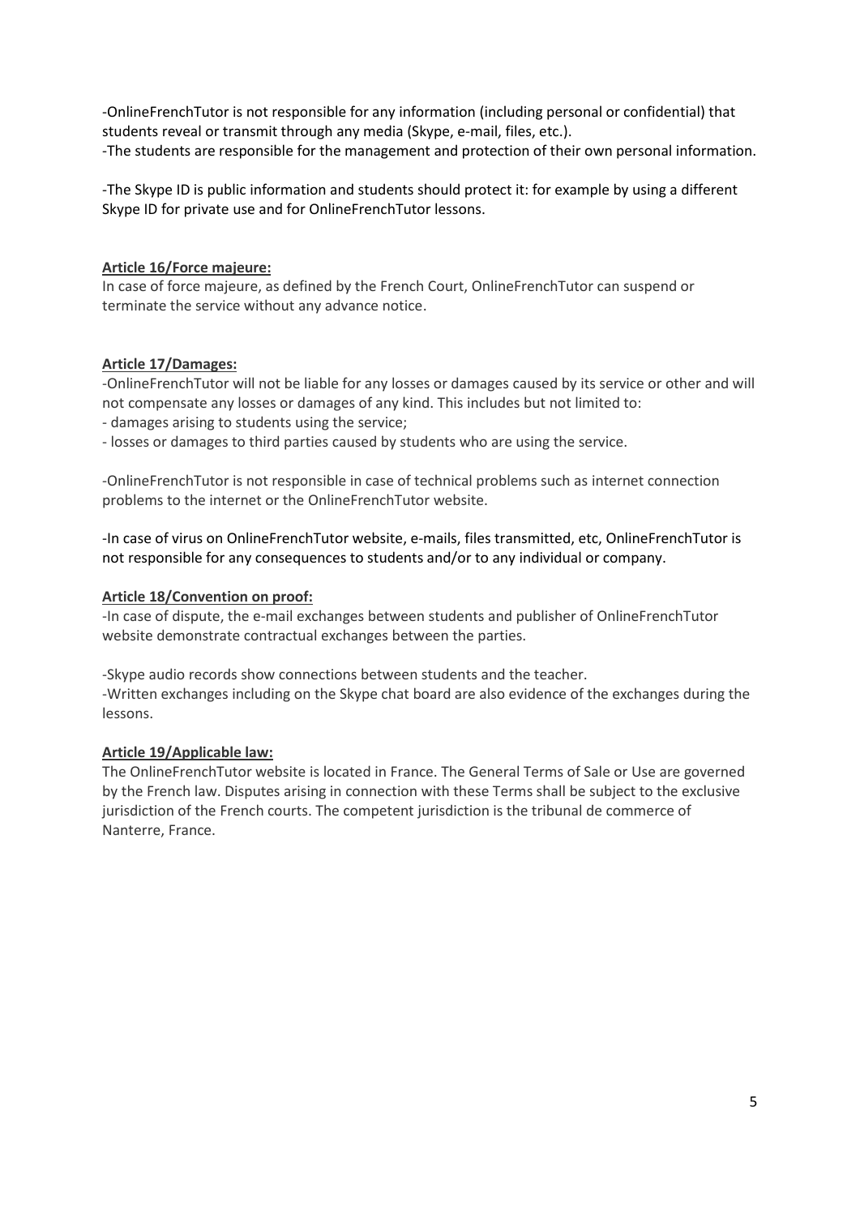-OnlineFrenchTutor is not responsible for any information (including personal or confidential) that students reveal or transmit through any media (Skype, e-mail, files, etc.).
-The students are responsible for the management and protection of their own personal information.

-The Skype ID is public information and students should protect it: for example by using a different Skype ID for private use and for OnlineFrenchTutor lessons.

**Article 16/Force majeure:**

In case of force majeure, as defined by the French Court, OnlineFrenchTutor can suspend or terminate the service without any advance notice.

**Article 17/Damages:**

-OnlineFrenchTutor will not be liable for any losses or damages caused by its service or other and will not compensate any losses or damages of any kind. This includes but not limited to:
- damages arising to students using the service;
- losses or damages to third parties caused by students who are using the service.

-OnlineFrenchTutor is not responsible in case of technical problems such as internet connection problems to the internet or the OnlineFrenchTutor website.

-In case of virus on OnlineFrenchTutor website, e-mails, files transmitted, etc, OnlineFrenchTutor is not responsible for any consequences to students and/or to any individual or company.

**Article 18/Convention on proof:**

-In case of dispute, the e-mail exchanges between students and publisher of OnlineFrenchTutor website demonstrate contractual exchanges between the parties.

-Skype audio records show connections between students and the teacher.
-Written exchanges including on the Skype chat board are also evidence of the exchanges during the lessons.

**Article 19/Applicable law:**

The OnlineFrenchTutor website is located in France. The General Terms of Sale or Use are governed by the French law. Disputes arising in connection with these Terms shall be subject to the exclusive jurisdiction of the French courts. The competent jurisdiction is the tribunal de commerce of Nanterre, France.